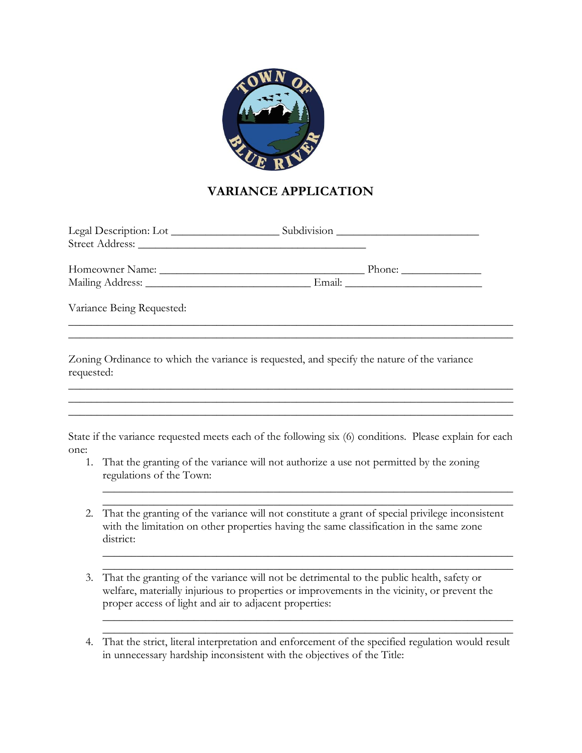# VARIANCE APPLICATION

Legal Description: Lot ___________________ Subdivision _________________________
Street Address: ________________________________________

Homeowner Name: ____________________________________ Phone: ______________
Mailing Address: _____________________________ Email: ________________________

Variance Being Requested:

______________________________________________________________________________
______________________________________________________________________________

Zoning Ordinance to which the variance is requested, and specify the nature of the variance requested:

______________________________________________________________________________
______________________________________________________________________________
______________________________________________________________________________

State if the variance requested meets each of the following six (6) conditions. Please explain for each one:

1. That the granting of the variance will not authorize a use not permitted by the zoning regulations of the Town:

   ______________________________________________________________________
   ______________________________________________________________________

2. That the granting of the variance will not constitute a grant of special privilege inconsistent with the limitation on other properties having the same classification in the same zone district:

   ______________________________________________________________________
   ______________________________________________________________________

3. That the granting of the variance will not be detrimental to the public health, safety or welfare, materially injurious to properties or improvements in the vicinity, or prevent the proper access of light and air to adjacent properties:

   ______________________________________________________________________
   ______________________________________________________________________

4. That the strict, literal interpretation and enforcement of the specified regulation would result in unnecessary hardship inconsistent with the objectives of the Title: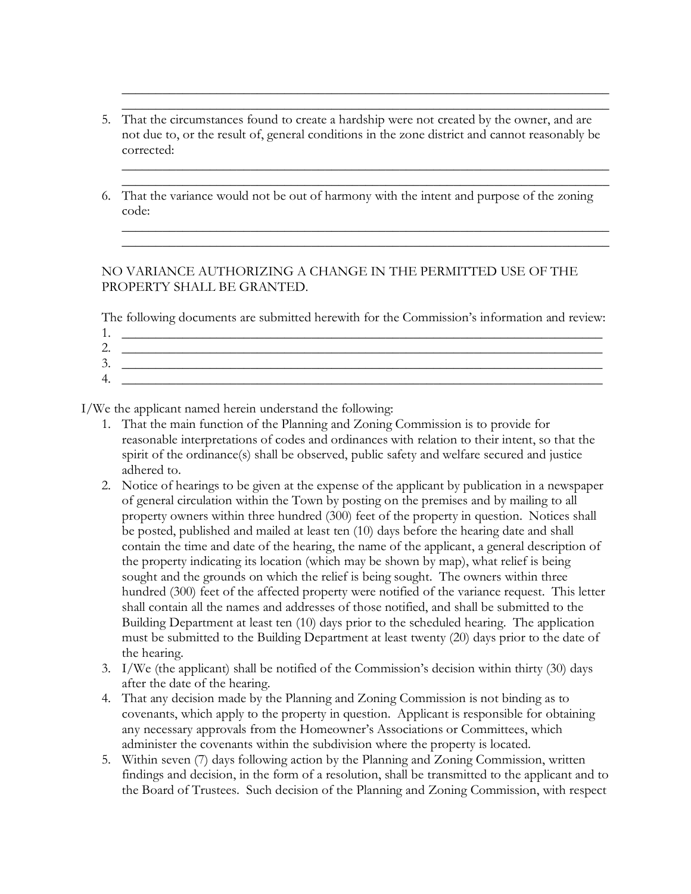\_\_\_\_\_\_\_\_\_\_\_\_\_\_\_\_\_\_\_\_\_\_\_\_\_\_\_\_\_\_\_\_\_\_\_\_\_\_\_\_\_\_\_\_\_\_\_\_\_\_\_\_\_\_\_\_\_\_\_\_\_\_\_\_\_\_\_\_\_\_\_\_

\_\_\_\_\_\_\_\_\_\_\_\_\_\_\_\_\_\_\_\_\_\_\_\_\_\_\_\_\_\_\_\_\_\_\_\_\_\_\_\_\_\_\_\_\_\_\_\_\_\_\_\_\_\_\_\_\_\_\_\_\_\_\_\_\_\_\_\_\_\_\_\_

5. That the circumstances found to create a hardship were not created by the owner, and are not due to, or the result of, general conditions in the zone district and cannot reasonably be corrected:

   \_\_\_\_\_\_\_\_\_\_\_\_\_\_\_\_\_\_\_\_\_\_\_\_\_\_\_\_\_\_\_\_\_\_\_\_\_\_\_\_\_\_\_\_\_\_\_\_\_\_\_\_\_\_\_\_\_\_\_\_\_\_\_\_\_\_\_\_\_\_\_\_

   \_\_\_\_\_\_\_\_\_\_\_\_\_\_\_\_\_\_\_\_\_\_\_\_\_\_\_\_\_\_\_\_\_\_\_\_\_\_\_\_\_\_\_\_\_\_\_\_\_\_\_\_\_\_\_\_\_\_\_\_\_\_\_\_\_\_\_\_\_\_\_\_

6. That the variance would not be out of harmony with the intent and purpose of the zoning code:

   \_\_\_\_\_\_\_\_\_\_\_\_\_\_\_\_\_\_\_\_\_\_\_\_\_\_\_\_\_\_\_\_\_\_\_\_\_\_\_\_\_\_\_\_\_\_\_\_\_\_\_\_\_\_\_\_\_\_\_\_\_\_\_\_\_\_\_\_\_\_\_\_

   \_\_\_\_\_\_\_\_\_\_\_\_\_\_\_\_\_\_\_\_\_\_\_\_\_\_\_\_\_\_\_\_\_\_\_\_\_\_\_\_\_\_\_\_\_\_\_\_\_\_\_\_\_\_\_\_\_\_\_\_\_\_\_\_\_\_\_\_\_\_\_\_

NO VARIANCE AUTHORIZING A CHANGE IN THE PERMITTED USE OF THE PROPERTY SHALL BE GRANTED.

The following documents are submitted herewith for the Commission's information and review:

1. \_\_\_\_\_\_\_\_\_\_\_\_\_\_\_\_\_\_\_\_\_\_\_\_\_\_\_\_\_\_\_\_\_\_\_\_\_\_\_\_\_\_\_\_\_\_\_\_\_\_\_\_\_\_\_\_\_\_\_\_\_\_\_\_\_\_\_\_\_\_\_\_
2. \_\_\_\_\_\_\_\_\_\_\_\_\_\_\_\_\_\_\_\_\_\_\_\_\_\_\_\_\_\_\_\_\_\_\_\_\_\_\_\_\_\_\_\_\_\_\_\_\_\_\_\_\_\_\_\_\_\_\_\_\_\_\_\_\_\_\_\_\_\_\_\_
3. \_\_\_\_\_\_\_\_\_\_\_\_\_\_\_\_\_\_\_\_\_\_\_\_\_\_\_\_\_\_\_\_\_\_\_\_\_\_\_\_\_\_\_\_\_\_\_\_\_\_\_\_\_\_\_\_\_\_\_\_\_\_\_\_\_\_\_\_\_\_\_\_
4. \_\_\_\_\_\_\_\_\_\_\_\_\_\_\_\_\_\_\_\_\_\_\_\_\_\_\_\_\_\_\_\_\_\_\_\_\_\_\_\_\_\_\_\_\_\_\_\_\_\_\_\_\_\_\_\_\_\_\_\_\_\_\_\_\_\_\_\_\_\_\_\_

I/We the applicant named herein understand the following:

1. That the main function of the Planning and Zoning Commission is to provide for reasonable interpretations of codes and ordinances with relation to their intent, so that the spirit of the ordinance(s) shall be observed, public safety and welfare secured and justice adhered to.
2. Notice of hearings to be given at the expense of the applicant by publication in a newspaper of general circulation within the Town by posting on the premises and by mailing to all property owners within three hundred (300) feet of the property in question. Notices shall be posted, published and mailed at least ten (10) days before the hearing date and shall contain the time and date of the hearing, the name of the applicant, a general description of the property indicating its location (which may be shown by map), what relief is being sought and the grounds on which the relief is being sought. The owners within three hundred (300) feet of the affected property were notified of the variance request. This letter shall contain all the names and addresses of those notified, and shall be submitted to the Building Department at least ten (10) days prior to the scheduled hearing. The application must be submitted to the Building Department at least twenty (20) days prior to the date of the hearing.
3. I/We (the applicant) shall be notified of the Commission's decision within thirty (30) days after the date of the hearing.
4. That any decision made by the Planning and Zoning Commission is not binding as to covenants, which apply to the property in question. Applicant is responsible for obtaining any necessary approvals from the Homeowner's Associations or Committees, which administer the covenants within the subdivision where the property is located.
5. Within seven (7) days following action by the Planning and Zoning Commission, written findings and decision, in the form of a resolution, shall be transmitted to the applicant and to the Board of Trustees. Such decision of the Planning and Zoning Commission, with respect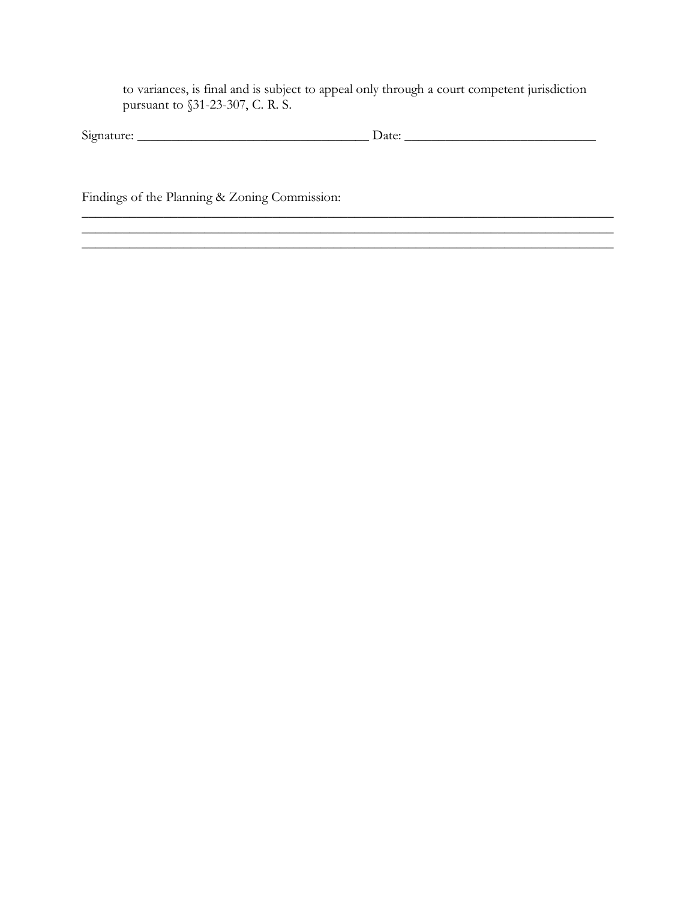to variances, is final and is subject to appeal only through a court competent jurisdiction pursuant to §31-23-307, C. R. S.

Signature: ___________________________________ Date: ____________________________

Findings of the Planning & Zoning Commission:
________________________________________________________________________________
________________________________________________________________________________
________________________________________________________________________________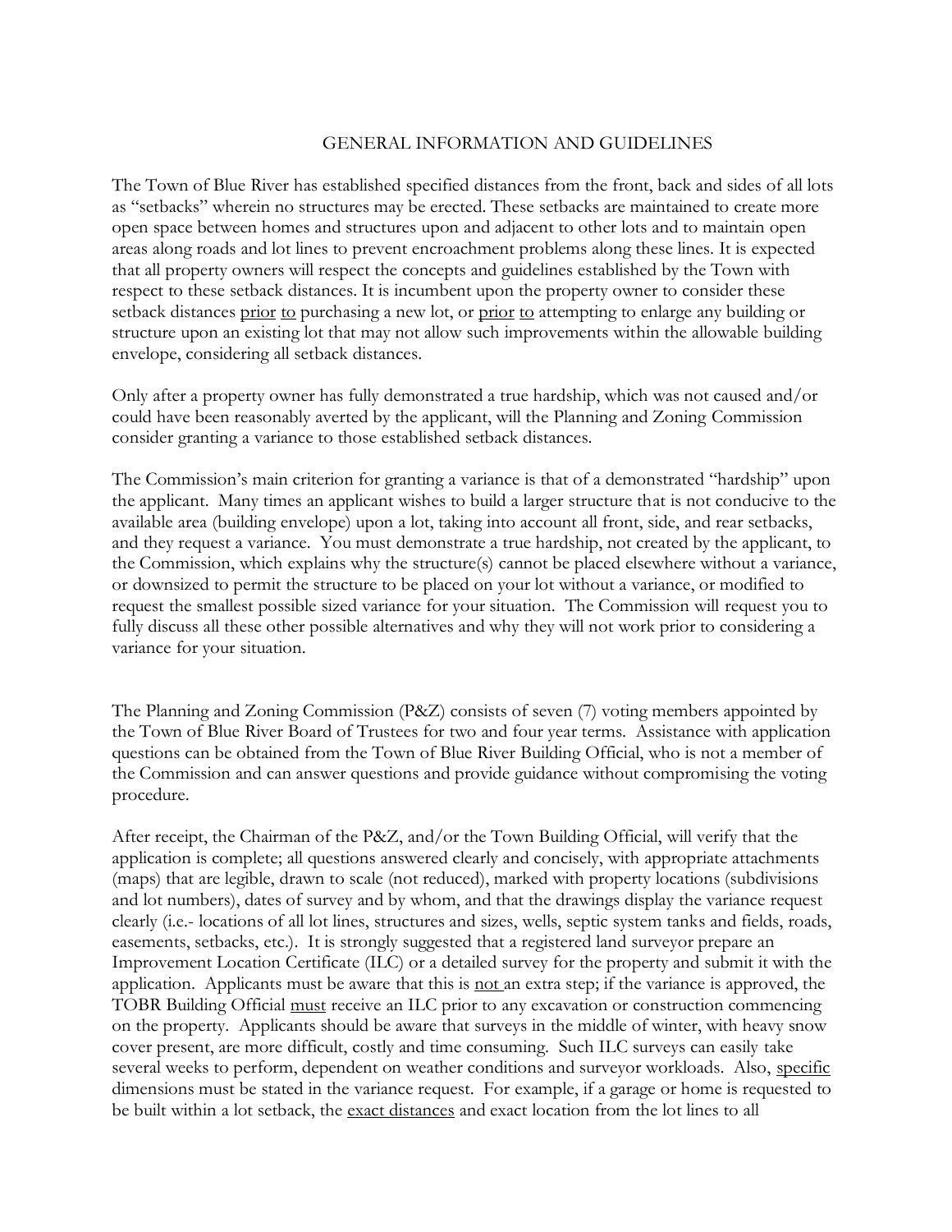# GENERAL INFORMATION AND GUIDELINES

The Town of Blue River has established specified distances from the front, back and sides of all lots as "setbacks" wherein no structures may be erected. These setbacks are maintained to create more open space between homes and structures upon and adjacent to other lots and to maintain open areas along roads and lot lines to prevent encroachment problems along these lines. It is expected that all property owners will respect the concepts and guidelines established by the Town with respect to these setback distances. It is incumbent upon the property owner to consider these setback distances <u>prior</u> <u>to</u> purchasing a new lot, or <u>prior</u> <u>to</u> attempting to enlarge any building or structure upon an existing lot that may not allow such improvements within the allowable building envelope, considering all setback distances.

Only after a property owner has fully demonstrated a true hardship, which was not caused and/or could have been reasonably averted by the applicant, will the Planning and Zoning Commission consider granting a variance to those established setback distances.

The Commission's main criterion for granting a variance is that of a demonstrated "hardship" upon the applicant. Many times an applicant wishes to build a larger structure that is not conducive to the available area (building envelope) upon a lot, taking into account all front, side, and rear setbacks, and they request a variance. You must demonstrate a true hardship, not created by the applicant, to the Commission, which explains why the structure(s) cannot be placed elsewhere without a variance, or downsized to permit the structure to be placed on your lot without a variance, or modified to request the smallest possible sized variance for your situation. The Commission will request you to fully discuss all these other possible alternatives and why they will not work prior to considering a variance for your situation.

The Planning and Zoning Commission (P&Z) consists of seven (7) voting members appointed by the Town of Blue River Board of Trustees for two and four year terms. Assistance with application questions can be obtained from the Town of Blue River Building Official, who is not a member of the Commission and can answer questions and provide guidance without compromising the voting procedure.

After receipt, the Chairman of the P&Z, and/or the Town Building Official, will verify that the application is complete; all questions answered clearly and concisely, with appropriate attachments (maps) that are legible, drawn to scale (not reduced), marked with property locations (subdivisions and lot numbers), dates of survey and by whom, and that the drawings display the variance request clearly (i.e.- locations of all lot lines, structures and sizes, wells, septic system tanks and fields, roads, easements, setbacks, etc.). It is strongly suggested that a registered land surveyor prepare an Improvement Location Certificate (ILC) or a detailed survey for the property and submit it with the application. Applicants must be aware that this is <u>not</u> an extra step; if the variance is approved, the TOBR Building Official <u>must</u> receive an ILC prior to any excavation or construction commencing on the property. Applicants should be aware that surveys in the middle of winter, with heavy snow cover present, are more difficult, costly and time consuming. Such ILC surveys can easily take several weeks to perform, dependent on weather conditions and surveyor workloads. Also, <u>specific</u> dimensions must be stated in the variance request. For example, if a garage or home is requested to be built within a lot setback, the <u>exact distances</u> and exact location from the lot lines to all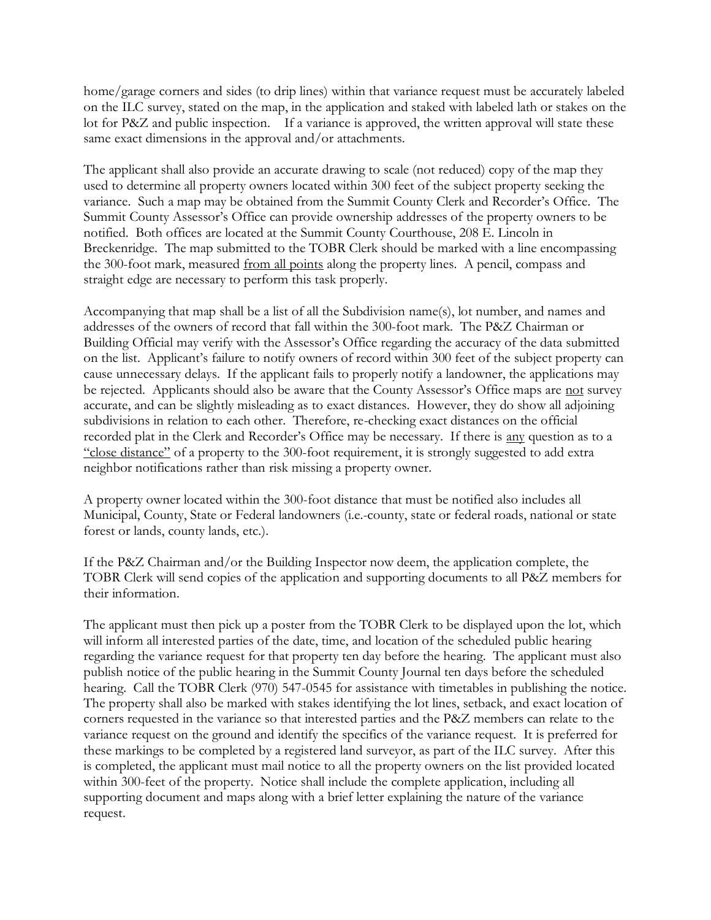home/garage corners and sides (to drip lines) within that variance request must be accurately labeled on the ILC survey, stated on the map, in the application and staked with labeled lath or stakes on the lot for P&Z and public inspection. If a variance is approved, the written approval will state these same exact dimensions in the approval and/or attachments.

The applicant shall also provide an accurate drawing to scale (not reduced) copy of the map they used to determine all property owners located within 300 feet of the subject property seeking the variance. Such a map may be obtained from the Summit County Clerk and Recorder's Office. The Summit County Assessor's Office can provide ownership addresses of the property owners to be notified. Both offices are located at the Summit County Courthouse, 208 E. Lincoln in Breckenridge. The map submitted to the TOBR Clerk should be marked with a line encompassing the 300-foot mark, measured <u>from all points</u> along the property lines. A pencil, compass and straight edge are necessary to perform this task properly.

Accompanying that map shall be a list of all the Subdivision name(s), lot number, and names and addresses of the owners of record that fall within the 300-foot mark. The P&Z Chairman or Building Official may verify with the Assessor's Office regarding the accuracy of the data submitted on the list. Applicant's failure to notify owners of record within 300 feet of the subject property can cause unnecessary delays. If the applicant fails to properly notify a landowner, the applications may be rejected. Applicants should also be aware that the County Assessor's Office maps are <u>not</u> survey accurate, and can be slightly misleading as to exact distances. However, they do show all adjoining subdivisions in relation to each other. Therefore, re-checking exact distances on the official recorded plat in the Clerk and Recorder's Office may be necessary. If there is <u>any</u> question as to a <u>"close distance"</u> of a property to the 300-foot requirement, it is strongly suggested to add extra neighbor notifications rather than risk missing a property owner.

A property owner located within the 300-foot distance that must be notified also includes all Municipal, County, State or Federal landowners (i.e.-county, state or federal roads, national or state forest or lands, county lands, etc.).

If the P&Z Chairman and/or the Building Inspector now deem, the application complete, the TOBR Clerk will send copies of the application and supporting documents to all P&Z members for their information.

The applicant must then pick up a poster from the TOBR Clerk to be displayed upon the lot, which will inform all interested parties of the date, time, and location of the scheduled public hearing regarding the variance request for that property ten day before the hearing. The applicant must also publish notice of the public hearing in the Summit County Journal ten days before the scheduled hearing. Call the TOBR Clerk (970) 547-0545 for assistance with timetables in publishing the notice. The property shall also be marked with stakes identifying the lot lines, setback, and exact location of corners requested in the variance so that interested parties and the P&Z members can relate to the variance request on the ground and identify the specifics of the variance request. It is preferred for these markings to be completed by a registered land surveyor, as part of the ILC survey. After this is completed, the applicant must mail notice to all the property owners on the list provided located within 300-feet of the property. Notice shall include the complete application, including all supporting document and maps along with a brief letter explaining the nature of the variance request.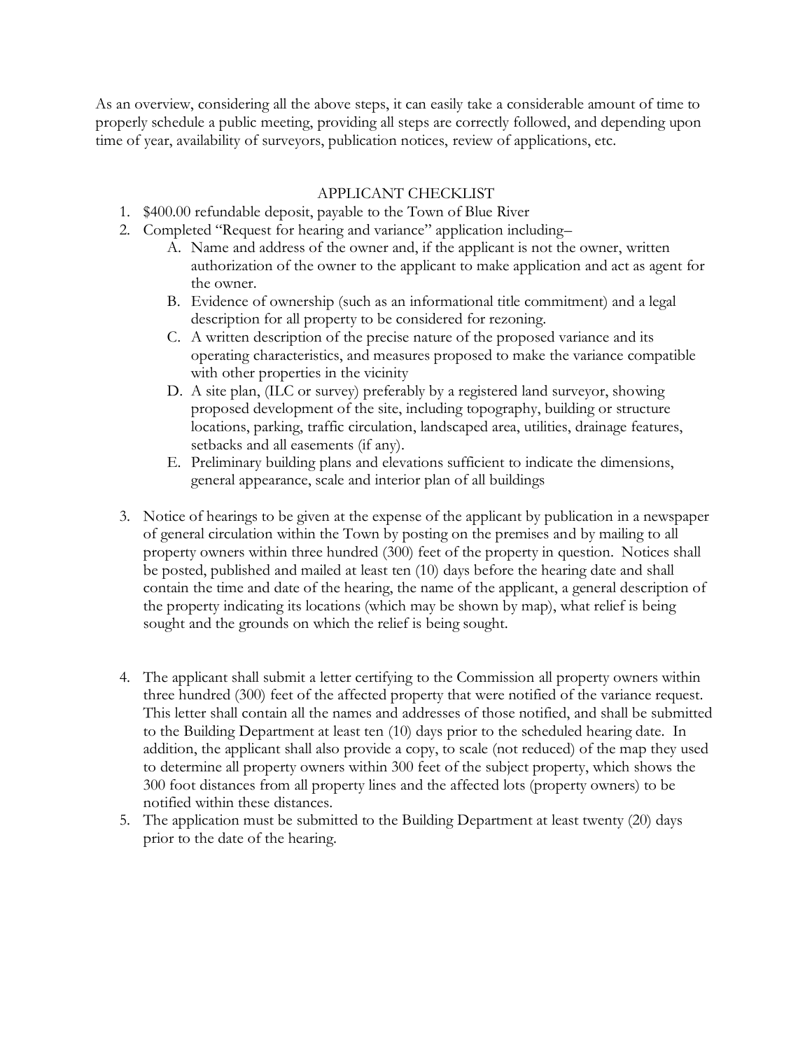As an overview, considering all the above steps, it can easily take a considerable amount of time to properly schedule a public meeting, providing all steps are correctly followed, and depending upon time of year, availability of surveyors, publication notices, review of applications, etc.

## APPLICANT CHECKLIST

1. $400.00 refundable deposit, payable to the Town of Blue River
2. Completed "Request for hearing and variance" application including–
   A. Name and address of the owner and, if the applicant is not the owner, written authorization of the owner to the applicant to make application and act as agent for the owner.
   B. Evidence of ownership (such as an informational title commitment) and a legal description for all property to be considered for rezoning.
   C. A written description of the precise nature of the proposed variance and its operating characteristics, and measures proposed to make the variance compatible with other properties in the vicinity
   D. A site plan, (ILC or survey) preferably by a registered land surveyor, showing proposed development of the site, including topography, building or structure locations, parking, traffic circulation, landscaped area, utilities, drainage features, setbacks and all easements (if any).
   E. Preliminary building plans and elevations sufficient to indicate the dimensions, general appearance, scale and interior plan of all buildings

3. Notice of hearings to be given at the expense of the applicant by publication in a newspaper of general circulation within the Town by posting on the premises and by mailing to all property owners within three hundred (300) feet of the property in question. Notices shall be posted, published and mailed at least ten (10) days before the hearing date and shall contain the time and date of the hearing, the name of the applicant, a general description of the property indicating its locations (which may be shown by map), what relief is being sought and the grounds on which the relief is being sought.

4. The applicant shall submit a letter certifying to the Commission all property owners within three hundred (300) feet of the affected property that were notified of the variance request. This letter shall contain all the names and addresses of those notified, and shall be submitted to the Building Department at least ten (10) days prior to the scheduled hearing date. In addition, the applicant shall also provide a copy, to scale (not reduced) of the map they used to determine all property owners within 300 feet of the subject property, which shows the 300 foot distances from all property lines and the affected lots (property owners) to be notified within these distances.
5. The application must be submitted to the Building Department at least twenty (20) days prior to the date of the hearing.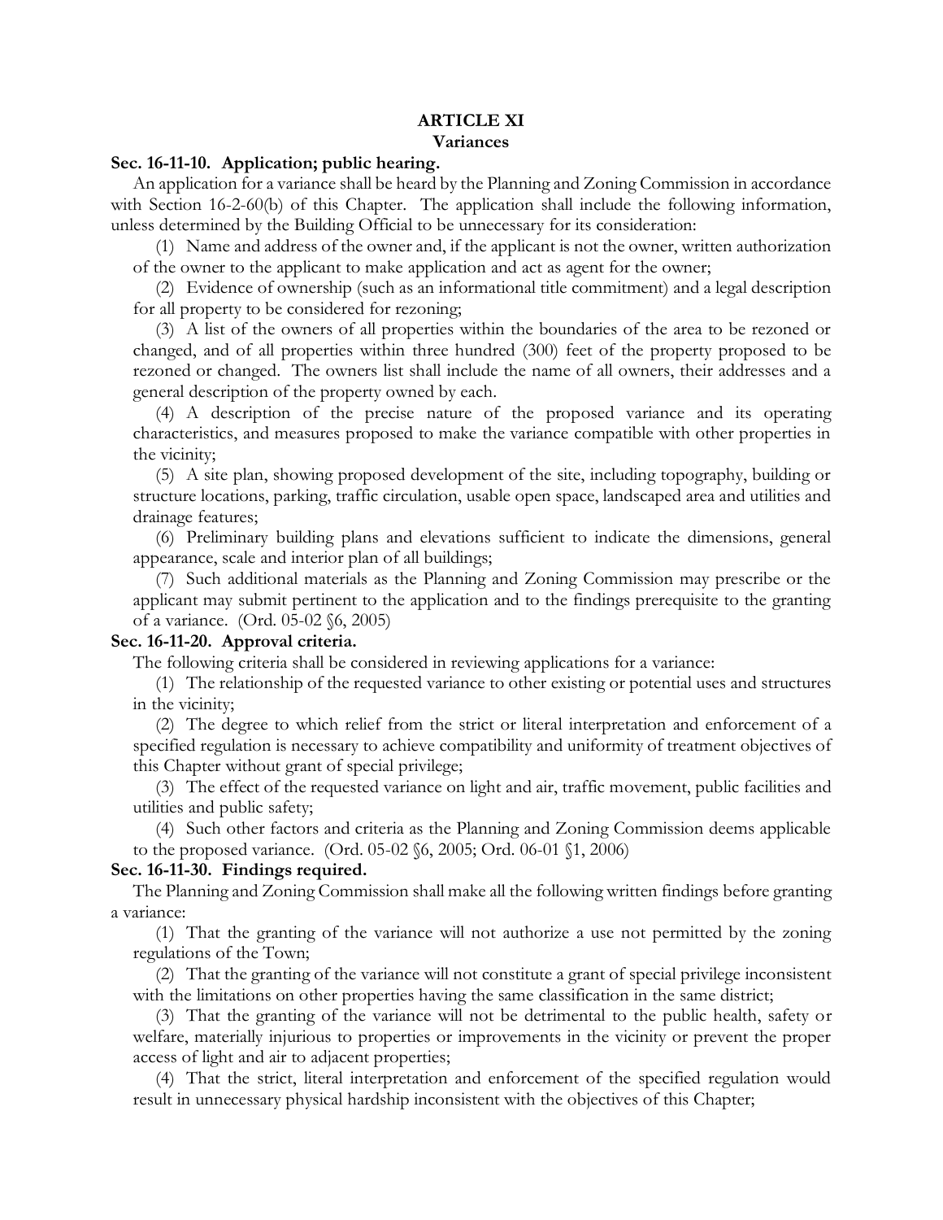# ARTICLE XI
## Variances

### Sec. 16-11-10. Application; public hearing.

An application for a variance shall be heard by the Planning and Zoning Commission in accordance with Section 16-2-60(b) of this Chapter. The application shall include the following information, unless determined by the Building Official to be unnecessary for its consideration:

(1) Name and address of the owner and, if the applicant is not the owner, written authorization of the owner to the applicant to make application and act as agent for the owner;

(2) Evidence of ownership (such as an informational title commitment) and a legal description for all property to be considered for rezoning;

(3) A list of the owners of all properties within the boundaries of the area to be rezoned or changed, and of all properties within three hundred (300) feet of the property proposed to be rezoned or changed. The owners list shall include the name of all owners, their addresses and a general description of the property owned by each.

(4) A description of the precise nature of the proposed variance and its operating characteristics, and measures proposed to make the variance compatible with other properties in the vicinity;

(5) A site plan, showing proposed development of the site, including topography, building or structure locations, parking, traffic circulation, usable open space, landscaped area and utilities and drainage features;

(6) Preliminary building plans and elevations sufficient to indicate the dimensions, general appearance, scale and interior plan of all buildings;

(7) Such additional materials as the Planning and Zoning Commission may prescribe or the applicant may submit pertinent to the application and to the findings prerequisite to the granting of a variance. (Ord. 05-02 §6, 2005)

### Sec. 16-11-20. Approval criteria.

The following criteria shall be considered in reviewing applications for a variance:

(1) The relationship of the requested variance to other existing or potential uses and structures in the vicinity;

(2) The degree to which relief from the strict or literal interpretation and enforcement of a specified regulation is necessary to achieve compatibility and uniformity of treatment objectives of this Chapter without grant of special privilege;

(3) The effect of the requested variance on light and air, traffic movement, public facilities and utilities and public safety;

(4) Such other factors and criteria as the Planning and Zoning Commission deems applicable to the proposed variance. (Ord. 05-02 §6, 2005; Ord. 06-01 §1, 2006)

### Sec. 16-11-30. Findings required.

The Planning and Zoning Commission shall make all the following written findings before granting a variance:

(1) That the granting of the variance will not authorize a use not permitted by the zoning regulations of the Town;

(2) That the granting of the variance will not constitute a grant of special privilege inconsistent with the limitations on other properties having the same classification in the same district;

(3) That the granting of the variance will not be detrimental to the public health, safety or welfare, materially injurious to properties or improvements in the vicinity or prevent the proper access of light and air to adjacent properties;

(4) That the strict, literal interpretation and enforcement of the specified regulation would result in unnecessary physical hardship inconsistent with the objectives of this Chapter;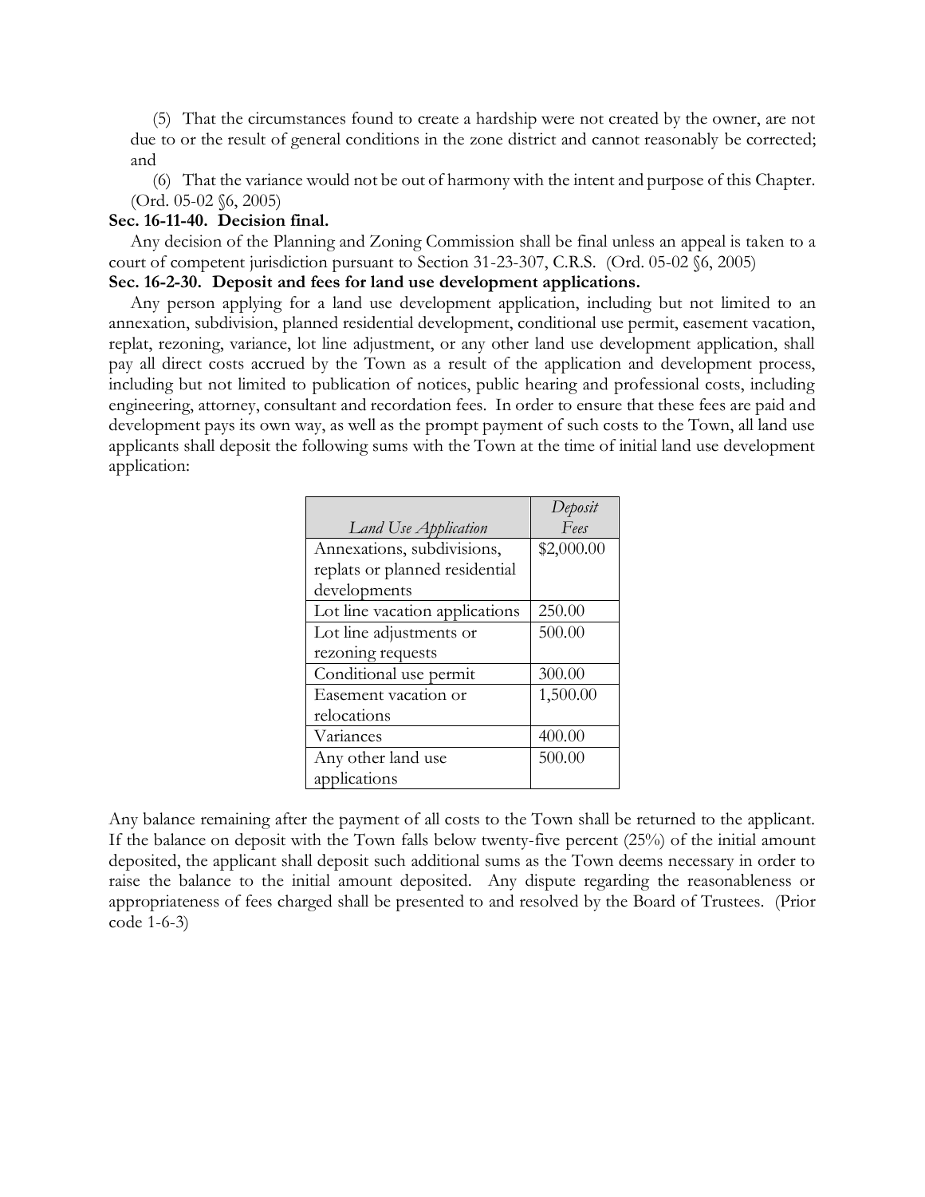(5) That the circumstances found to create a hardship were not created by the owner, are not due to or the result of general conditions in the zone district and cannot reasonably be corrected; and

(6) That the variance would not be out of harmony with the intent and purpose of this Chapter. (Ord. 05-02 §6, 2005)

**Sec. 16-11-40. Decision final.**

Any decision of the Planning and Zoning Commission shall be final unless an appeal is taken to a court of competent jurisdiction pursuant to Section 31-23-307, C.R.S. (Ord. 05-02 §6, 2005)

**Sec. 16-2-30. Deposit and fees for land use development applications.**

Any person applying for a land use development application, including but not limited to an annexation, subdivision, planned residential development, conditional use permit, easement vacation, replat, rezoning, variance, lot line adjustment, or any other land use development application, shall pay all direct costs accrued by the Town as a result of the application and development process, including but not limited to publication of notices, public hearing and professional costs, including engineering, attorney, consultant and recordation fees. In order to ensure that these fees are paid and development pays its own way, as well as the prompt payment of such costs to the Town, all land use applicants shall deposit the following sums with the Town at the time of initial land use development application:

| *Land Use Application* | *Deposit Fees* |
|---|---|
| Annexations, subdivisions, replats or planned residential developments | $2,000.00 |
| Lot line vacation applications | 250.00 |
| Lot line adjustments or rezoning requests | 500.00 |
| Conditional use permit | 300.00 |
| Easement vacation or relocations | 1,500.00 |
| Variances | 400.00 |
| Any other land use applications | 500.00 |

Any balance remaining after the payment of all costs to the Town shall be returned to the applicant. If the balance on deposit with the Town falls below twenty-five percent (25%) of the initial amount deposited, the applicant shall deposit such additional sums as the Town deems necessary in order to raise the balance to the initial amount deposited. Any dispute regarding the reasonableness or appropriateness of fees charged shall be presented to and resolved by the Board of Trustees. (Prior code 1-6-3)